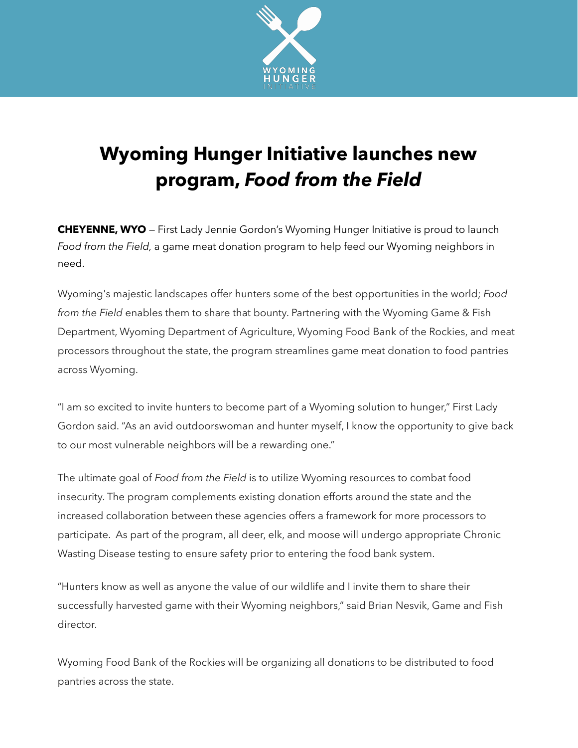# Wyoming Hunger Initiative launches new program, *Food from the Field*

**CHEYENNE, WYO** — First Lady Jennie Gordon's Wyoming Hunger Initiative is proud to launch *Food from the Field,* a game meat donation program to help feed our Wyoming neighbors in need.

Wyoming's majestic landscapes offer hunters some of the best opportunities in the world; *Food from the Field* enables them to share that bounty. Partnering with the Wyoming Game & Fish Department, Wyoming Department of Agriculture, Wyoming Food Bank of the Rockies, and meat processors throughout the state, the program streamlines game meat donation to food pantries across Wyoming.

"I am so excited to invite hunters to become part of a Wyoming solution to hunger," First Lady Gordon said. "As an avid outdoorswoman and hunter myself, I know the opportunity to give back to our most vulnerable neighbors will be a rewarding one."

The ultimate goal of *Food from the Field* is to utilize Wyoming resources to combat food insecurity. The program complements existing donation efforts around the state and the increased collaboration between these agencies offers a framework for more processors to participate. As part of the program, all deer, elk, and moose will undergo appropriate Chronic Wasting Disease testing to ensure safety prior to entering the food bank system.

"Hunters know as well as anyone the value of our wildlife and I invite them to share their successfully harvested game with their Wyoming neighbors," said Brian Nesvik, Game and Fish director.

Wyoming Food Bank of the Rockies will be organizing all donations to be distributed to food pantries across the state.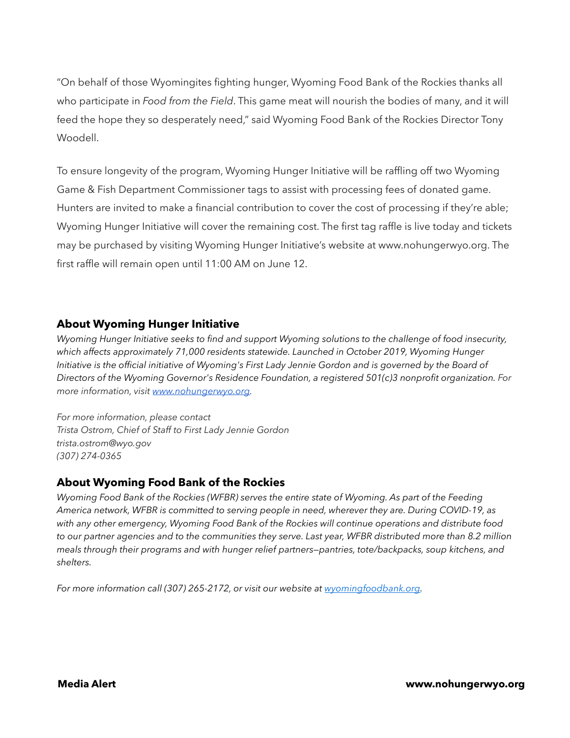"On behalf of those Wyomingites fighting hunger, Wyoming Food Bank of the Rockies thanks all who participate in *Food from the Field*. This game meat will nourish the bodies of many, and it will feed the hope they so desperately need," said Wyoming Food Bank of the Rockies Director Tony Woodell.

To ensure longevity of the program, Wyoming Hunger Initiative will be raffling off two Wyoming Game & Fish Department Commissioner tags to assist with processing fees of donated game. Hunters are invited to make a financial contribution to cover the cost of processing if they're able; Wyoming Hunger Initiative will cover the remaining cost. The first tag raffle is live today and tickets may be purchased by visiting Wyoming Hunger Initiative's website at www.nohungerwyo.org. The first raffle will remain open until 11:00 AM on June 12.

### About Wyoming Hunger Initiative

*Wyoming Hunger Initiative seeks to find and support Wyoming solutions to the challenge of food insecurity, which affects approximately 71,000 residents statewide. Launched in October 2019, Wyoming Hunger Initiative is the official initiative of Wyoming's First Lady Jennie Gordon and is governed by the Board of Directors of the Wyoming Governor's Residence Foundation, a registered 501(c)3 nonprofit organization. For more information, visit [www.nohungerwyo.org](www.nohungerwyo.org).*

*For more information, please contact*
*Trista Ostrom, Chief of Staff to First Lady Jennie Gordon*
*trista.ostrom@wyo.gov*
*(307) 274-0365*

### About Wyoming Food Bank of the Rockies

*Wyoming Food Bank of the Rockies (WFBR) serves the entire state of Wyoming. As part of the Feeding America network, WFBR is committed to serving people in need, wherever they are. During COVID-19, as with any other emergency, Wyoming Food Bank of the Rockies will continue operations and distribute food to our partner agencies and to the communities they serve. Last year, WFBR distributed more than 8.2 million meals through their programs and with hunger relief partners—pantries, tote/backpacks, soup kitchens, and shelters.*

*For more information call (307) 265-2172, or visit our website at [wyomingfoodbank.org](wyomingfoodbank.org).*